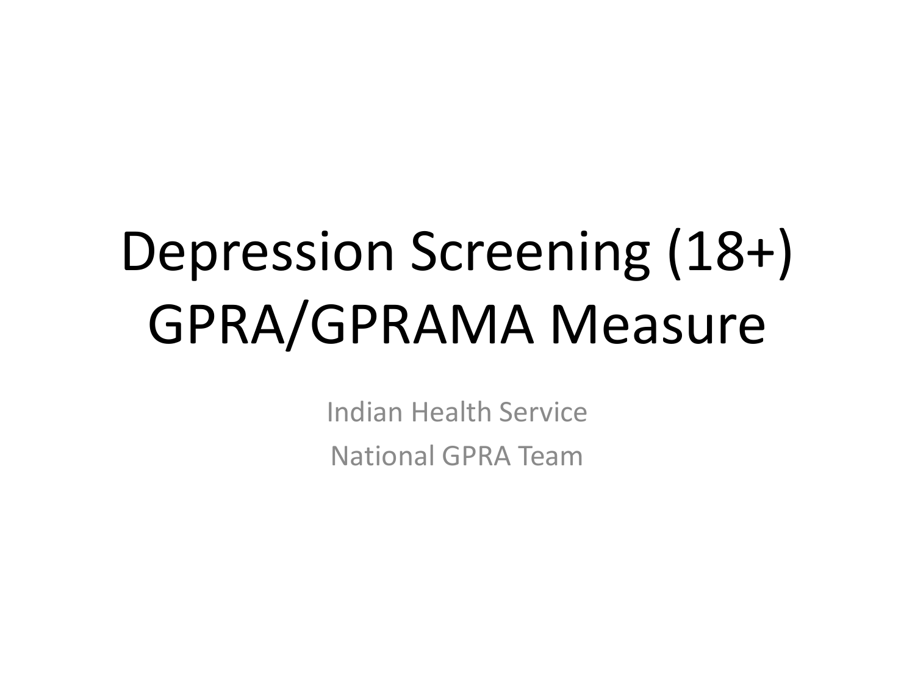# Depression Screening (18+) GPRA/GPRAMA Measure

Indian Health Service

National GPRA Team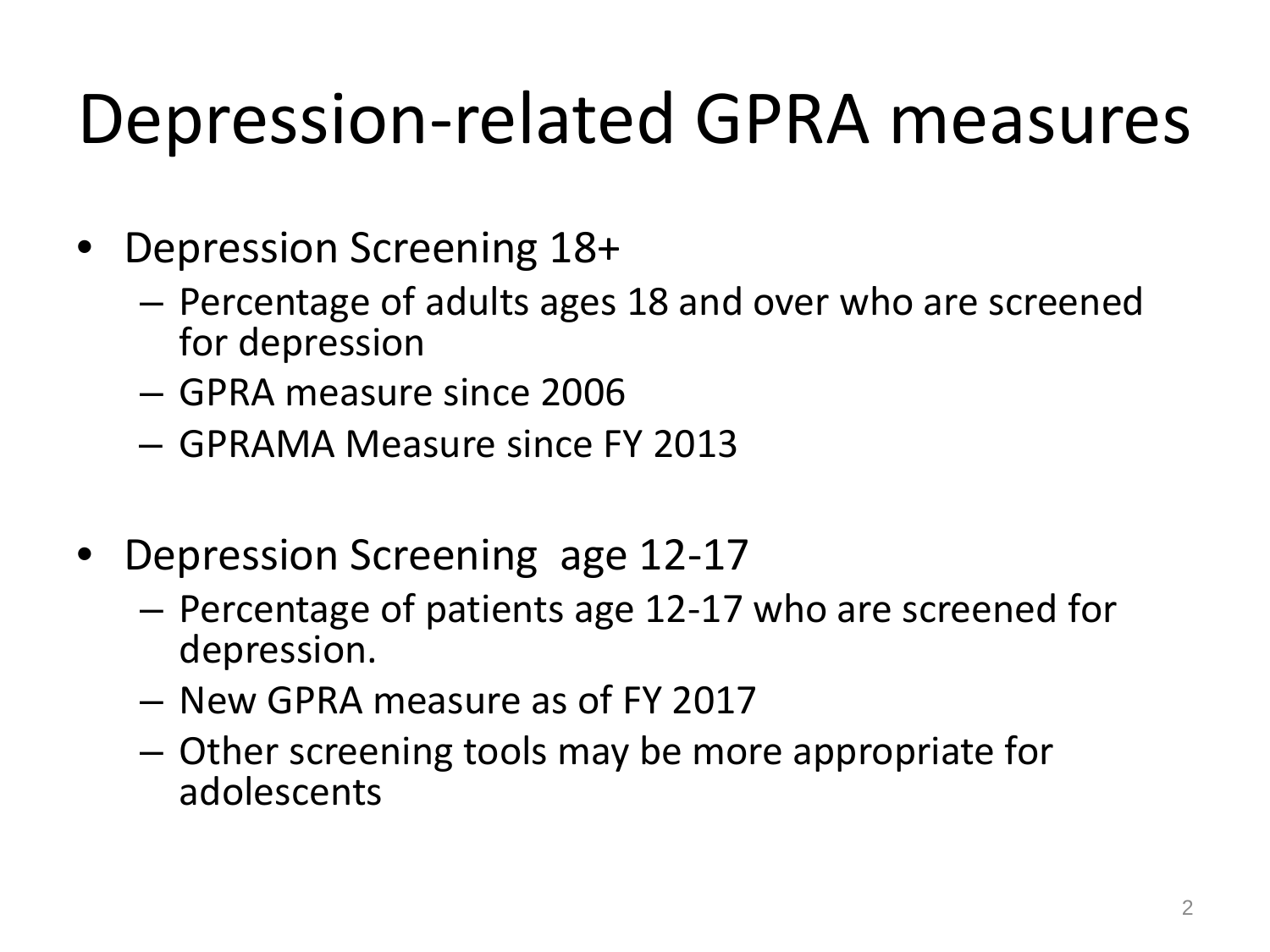# Depression-related GPRA measures

- Depression Screening 18+
  - Percentage of adults ages 18 and over who are screened for depression
  - GPRA measure since 2006
  - GPRAMA Measure since FY 2013

- Depression Screening age 12-17
  - Percentage of patients age 12-17 who are screened for depression.
  - New GPRA measure as of FY 2017
  - Other screening tools may be more appropriate for adolescents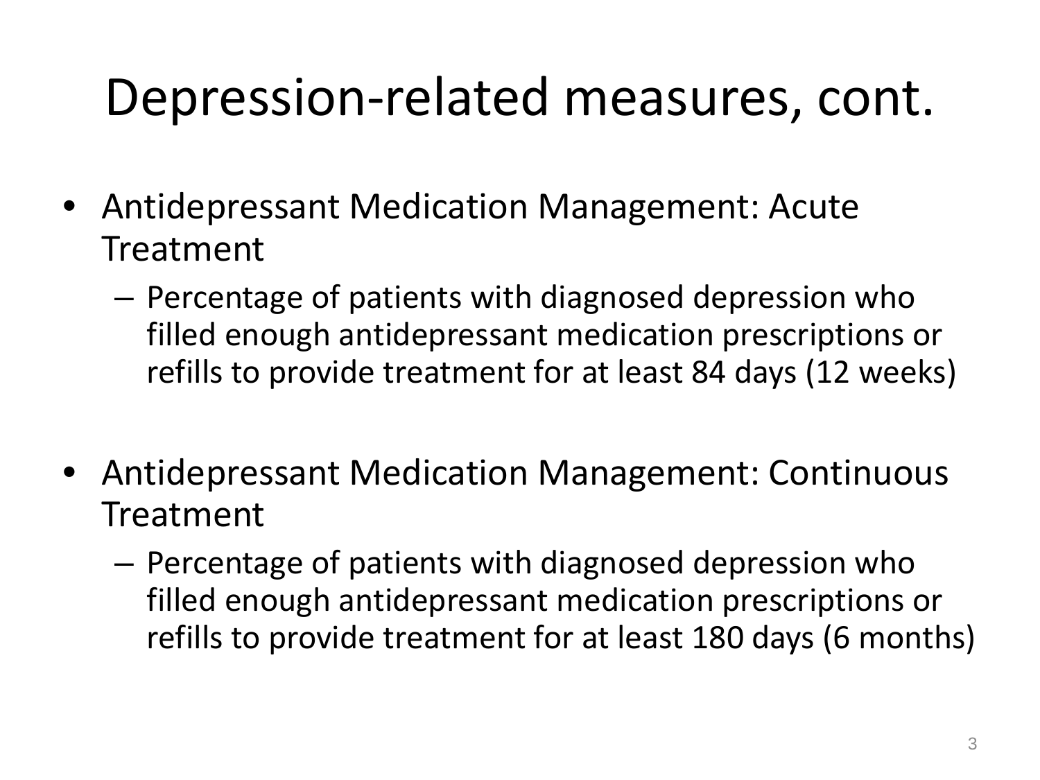# Depression-related measures, cont.

- Antidepressant Medication Management: Acute Treatment
  - Percentage of patients with diagnosed depression who filled enough antidepressant medication prescriptions or refills to provide treatment for at least 84 days (12 weeks)

- Antidepressant Medication Management: Continuous Treatment
  - Percentage of patients with diagnosed depression who filled enough antidepressant medication prescriptions or refills to provide treatment for at least 180 days (6 months)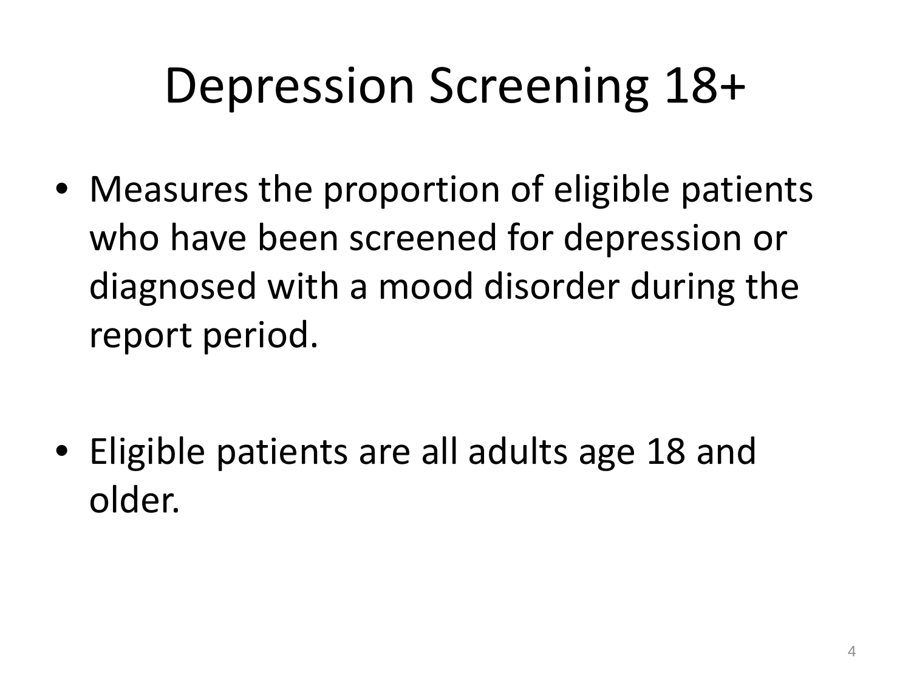# Depression Screening 18+

- Measures the proportion of eligible patients who have been screened for depression or diagnosed with a mood disorder during the report period.

- Eligible patients are all adults age 18 and older.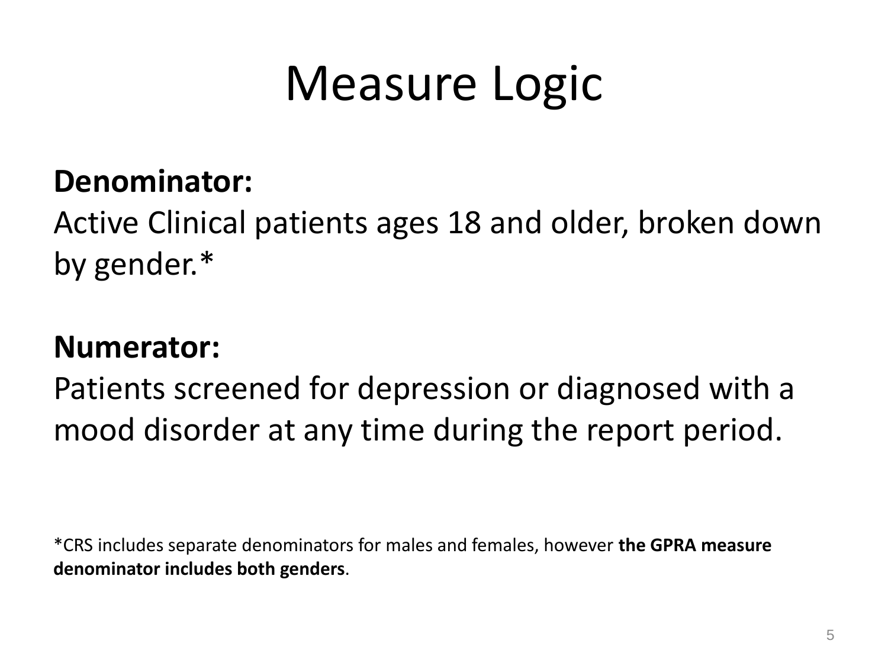# Measure Logic

**Denominator:**

Active Clinical patients ages 18 and older, broken down by gender.*

**Numerator:**

Patients screened for depression or diagnosed with a mood disorder at any time during the report period.

*CRS includes separate denominators for males and females, however **the GPRA measure denominator includes both genders**.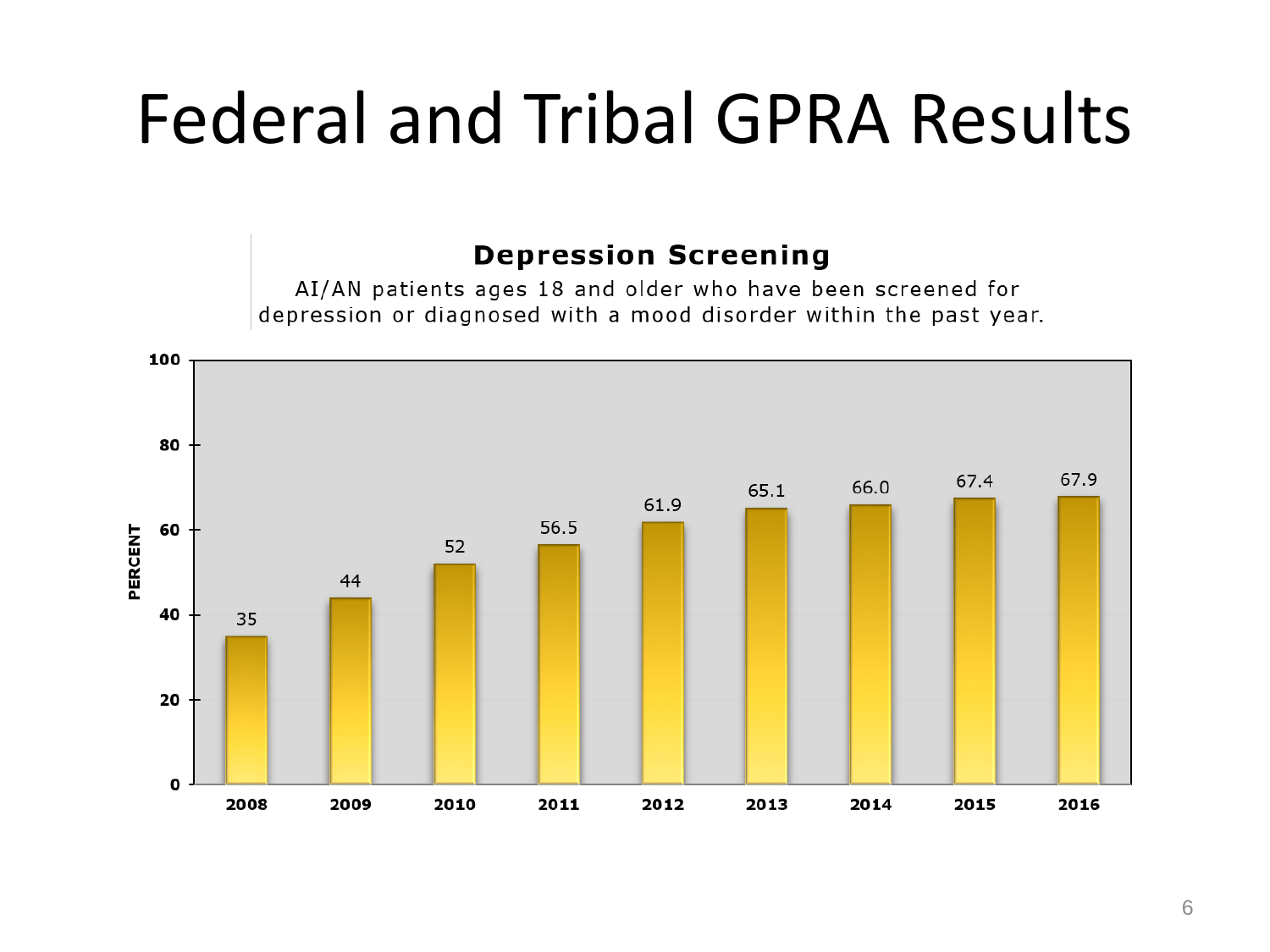# Federal and Tribal GPRA Results

**Depression Screening**

AI/AN patients ages 18 and older who have been screened for depression or diagnosed with a mood disorder within the past year.

| Year | Percent |
| --- | --- |
| 2008 | 35 |
| 2009 | 44 |
| 2010 | 52 |
| 2011 | 56.5 |
| 2012 | 61.9 |
| 2013 | 65.1 |
| 2014 | 66.0 |
| 2015 | 67.4 |
| 2016 | 67.9 |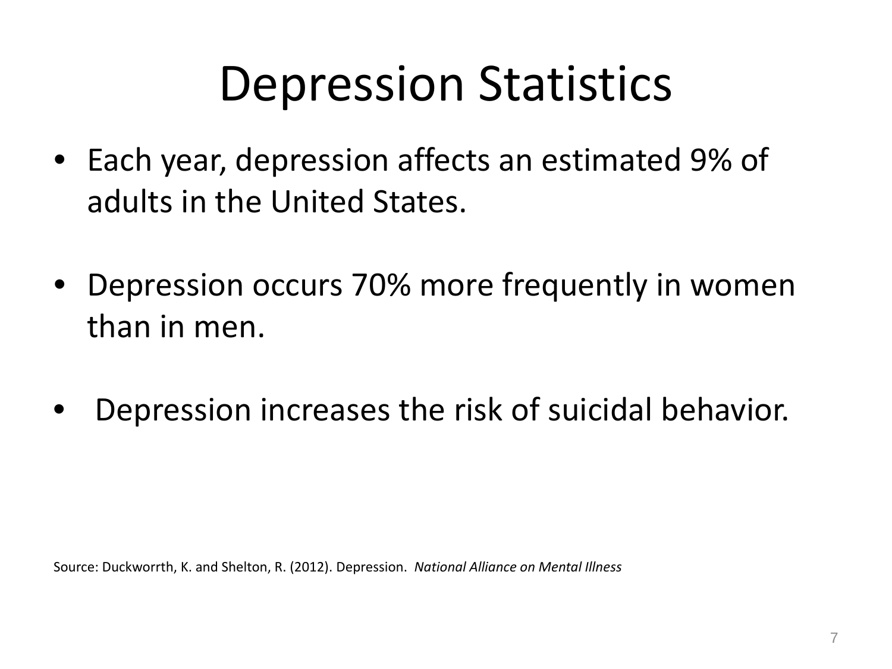# Depression Statistics

- Each year, depression affects an estimated 9% of adults in the United States.

- Depression occurs 70% more frequently in women than in men.

- Depression increases the risk of suicidal behavior.

Source: Duckworrth, K. and Shelton, R. (2012). Depression. *National Alliance on Mental Illness*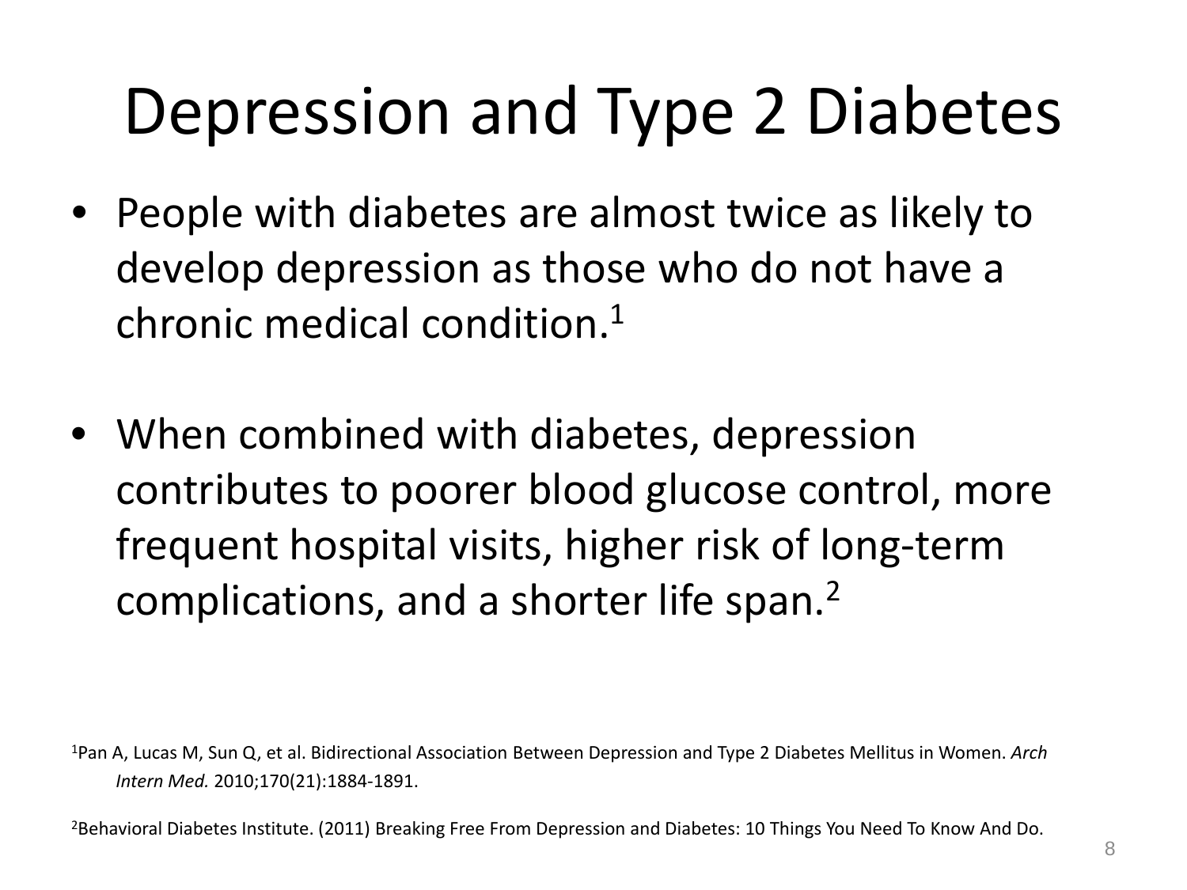# Depression and Type 2 Diabetes

- People with diabetes are almost twice as likely to develop depression as those who do not have a chronic medical condition.[1]

- When combined with diabetes, depression contributes to poorer blood glucose control, more frequent hospital visits, higher risk of long-term complications, and a shorter life span.[2]

[1]Pan A, Lucas M, Sun Q, et al. Bidirectional Association Between Depression and Type 2 Diabetes Mellitus in Women. *Arch Intern Med.* 2010;170(21):1884-1891.

[2]Behavioral Diabetes Institute. (2011) Breaking Free From Depression and Diabetes: 10 Things You Need To Know And Do.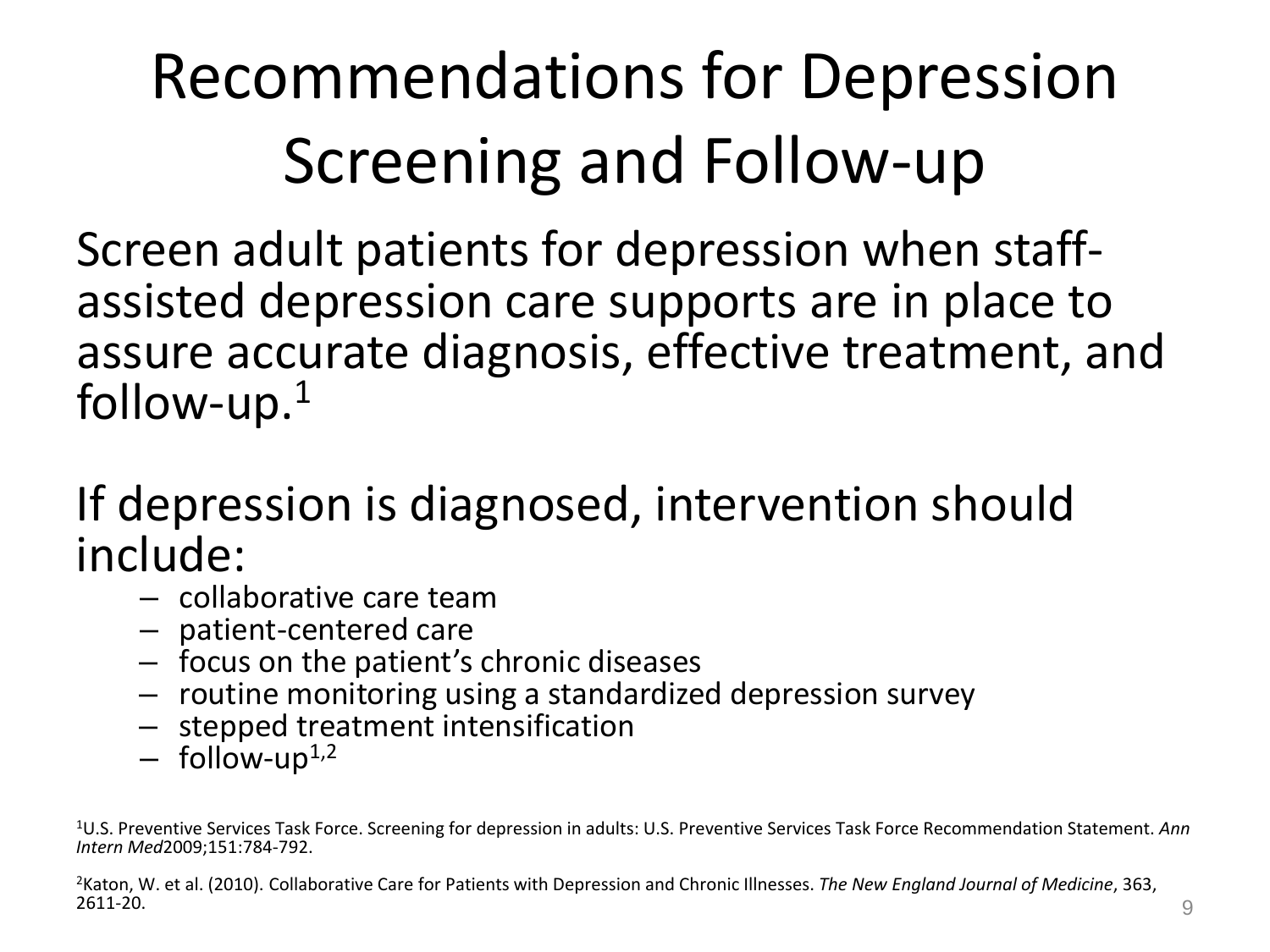# Recommendations for Depression Screening and Follow-up

Screen adult patients for depression when staff-assisted depression care supports are in place to assure accurate diagnosis, effective treatment, and follow-up.[1]

If depression is diagnosed, intervention should include:

- collaborative care team
- patient-centered care
- focus on the patient's chronic diseases
- routine monitoring using a standardized depression survey
- stepped treatment intensification
- follow-up[1,2]

[1]U.S. Preventive Services Task Force. Screening for depression in adults: U.S. Preventive Services Task Force Recommendation Statement. *Ann Intern Med*2009;151:784-792.

[2]Katon, W. et al. (2010). Collaborative Care for Patients with Depression and Chronic Illnesses. *The New England Journal of Medicine*, 363, 2611-20.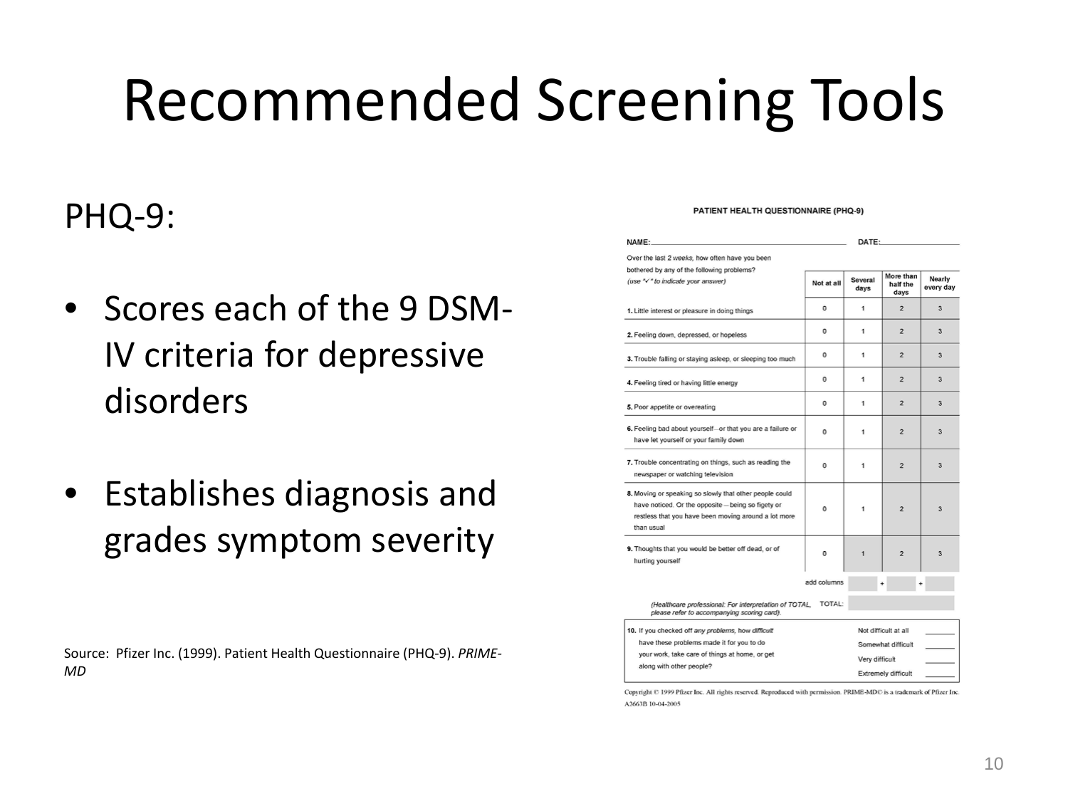# Recommended Screening Tools

PHQ-9:

- Scores each of the 9 DSM-IV criteria for depressive disorders
- Establishes diagnosis and grades symptom severity

Source: Pfizer Inc. (1999). Patient Health Questionnaire (PHQ-9). *PRIME-MD*

**PATIENT HEALTH QUESTIONNAIRE (PHQ-9)**

NAME: ______________________ DATE: ______________

| Over the last *2 weeks*, how often have you been bothered by any of the following problems? (use "✓" to indicate your answer) | Not at all | Several days | More than half the days | Nearly every day |
|---|---|---|---|---|
| **1.** Little interest or pleasure in doing things | 0 | 1 | 2 | 3 |
| **2.** Feeling down, depressed, or hopeless | 0 | 1 | 2 | 3 |
| **3.** Trouble falling or staying asleep, or sleeping too much | 0 | 1 | 2 | 3 |
| **4.** Feeling tired or having little energy | 0 | 1 | 2 | 3 |
| **5.** Poor appetite or overeating | 0 | 1 | 2 | 3 |
| **6.** Feeling bad about yourself—or that you are a failure or have let yourself or your family down | 0 | 1 | 2 | 3 |
| **7.** Trouble concentrating on things, such as reading the newspaper or watching television | 0 | 1 | 2 | 3 |
| **8.** Moving or speaking so slowly that other people could have noticed. Or the opposite — being so figety or restless that you have been moving around a lot more than usual | 0 | 1 | 2 | 3 |
| **9.** Thoughts that you would be better off dead, or of hurting yourself | 0 | 1 | 2 | 3 |
| add columns | | ___ + | ___ + | ___ |

*(Healthcare professional: For interpretation of TOTAL, please refer to accompanying scoring card).* TOTAL: ______

| **10.** If you checked off *any problems*, how *difficult* have these problems made it for you to do your work, take care of things at home, or get along with other people? | |
|---|---|
| Not difficult at all | _______ |
| Somewhat difficult | _______ |
| Very difficult | _______ |
| Extremely difficult | _______ |

Copyright © 1999 Pfizer Inc. All rights reserved. Reproduced with permission. PRIME-MD© is a trademark of Pfizer Inc.
A2663B 10-04-2005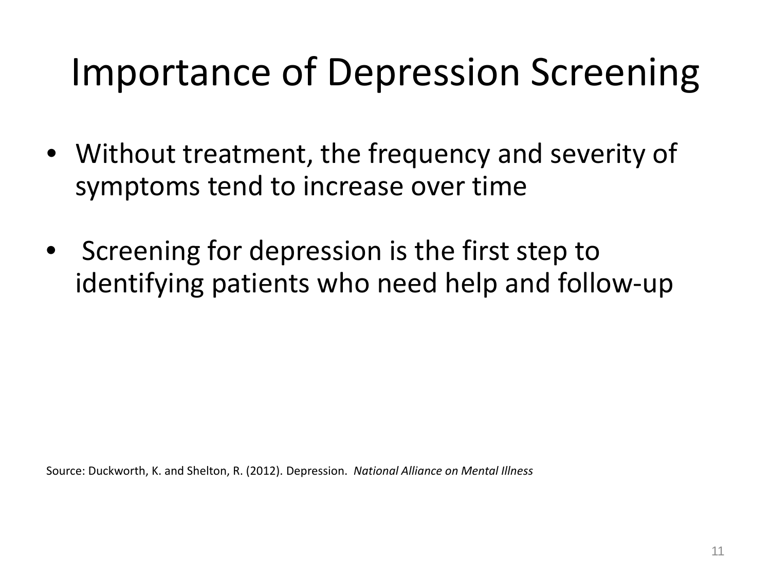# Importance of Depression Screening

- Without treatment, the frequency and severity of symptoms tend to increase over time

- Screening for depression is the first step to identifying patients who need help and follow-up

Source: Duckworth, K. and Shelton, R. (2012). Depression. *National Alliance on Mental Illness*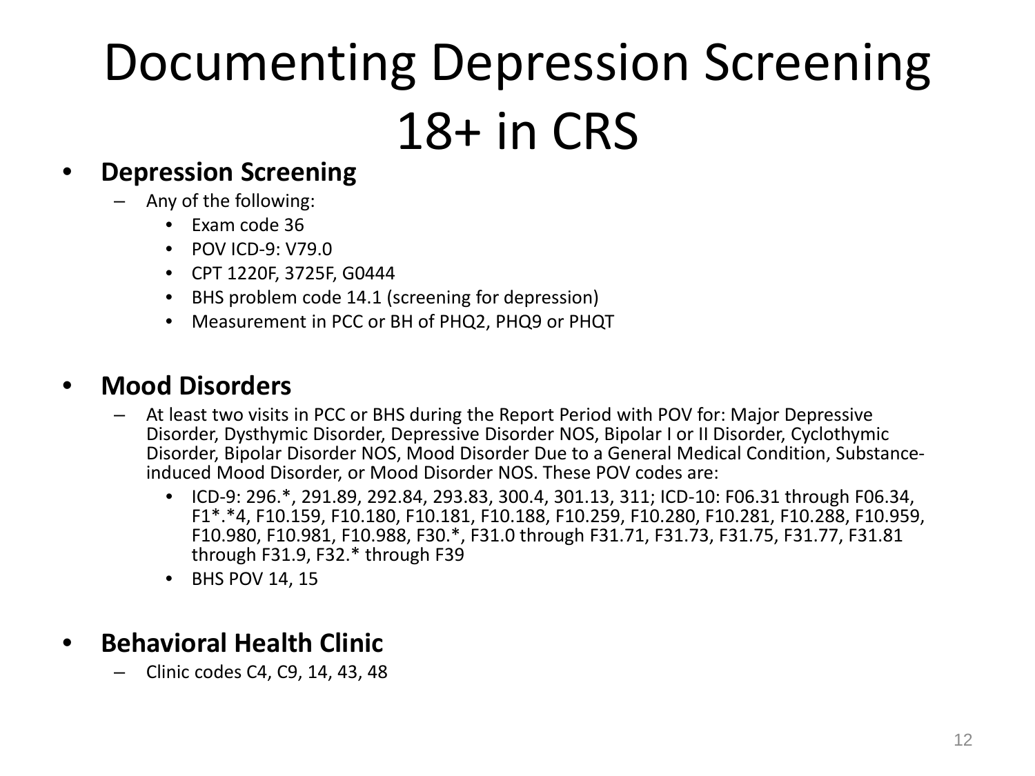# Documenting Depression Screening 18+ in CRS

- **Depression Screening**
  - Any of the following:
    - Exam code 36
    - POV ICD-9: V79.0
    - CPT 1220F, 3725F, G0444
    - BHS problem code 14.1 (screening for depression)
    - Measurement in PCC or BH of PHQ2, PHQ9 or PHQT

- **Mood Disorders**
  - At least two visits in PCC or BHS during the Report Period with POV for: Major Depressive Disorder, Dysthymic Disorder, Depressive Disorder NOS, Bipolar I or II Disorder, Cyclothymic Disorder, Bipolar Disorder NOS, Mood Disorder Due to a General Medical Condition, Substance-induced Mood Disorder, or Mood Disorder NOS. These POV codes are:
    - ICD-9: 296.*, 291.89, 292.84, 293.83, 300.4, 301.13, 311; ICD-10: F06.31 through F06.34, F1*.*4, F10.159, F10.180, F10.181, F10.188, F10.259, F10.280, F10.281, F10.288, F10.959, F10.980, F10.981, F10.988, F30.*, F31.0 through F31.71, F31.73, F31.75, F31.77, F31.81 through F31.9, F32.* through F39
    - BHS POV 14, 15

- **Behavioral Health Clinic**
  - Clinic codes C4, C9, 14, 43, 48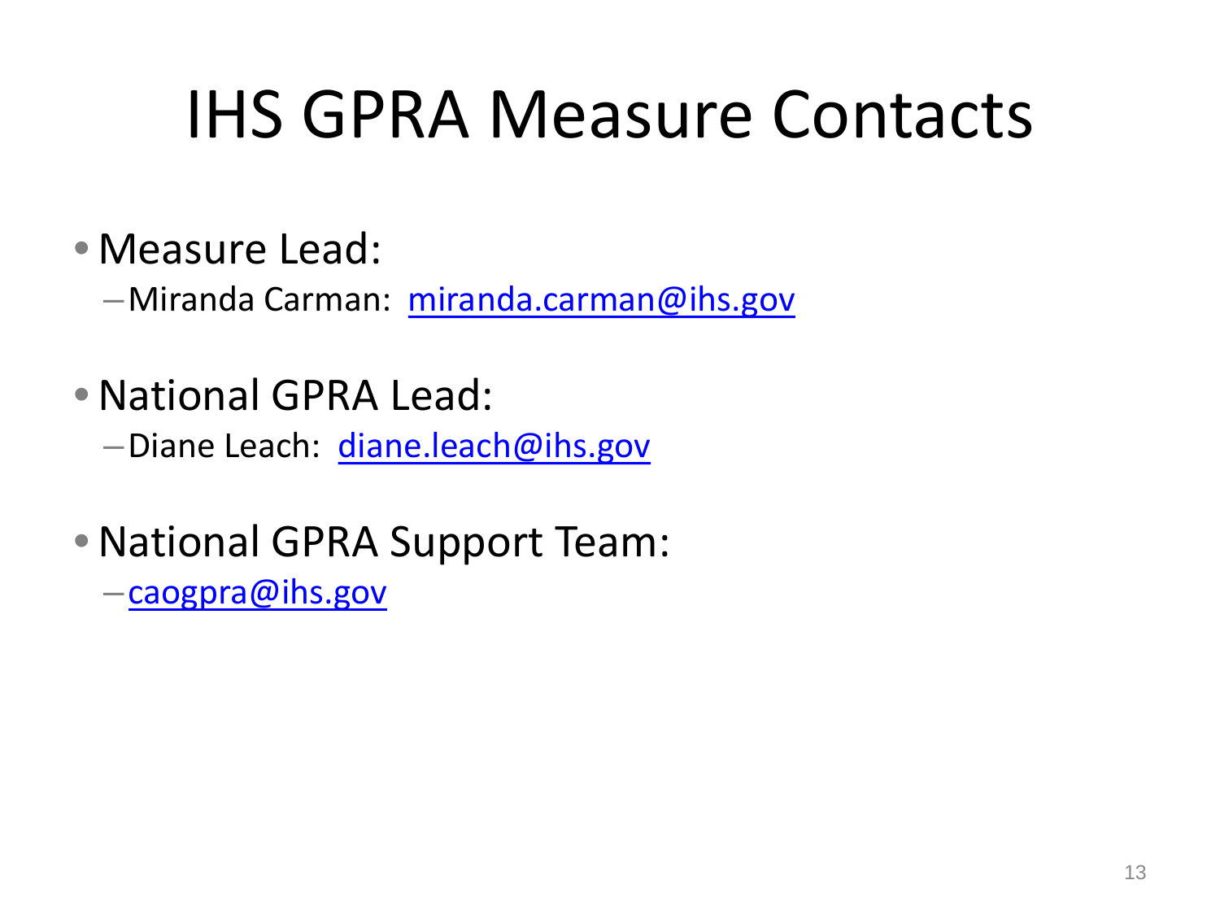# IHS GPRA Measure Contacts

- Measure Lead:
  - Miranda Carman: miranda.carman@ihs.gov
- National GPRA Lead:
  - Diane Leach: diane.leach@ihs.gov
- National GPRA Support Team:
  - caogpra@ihs.gov